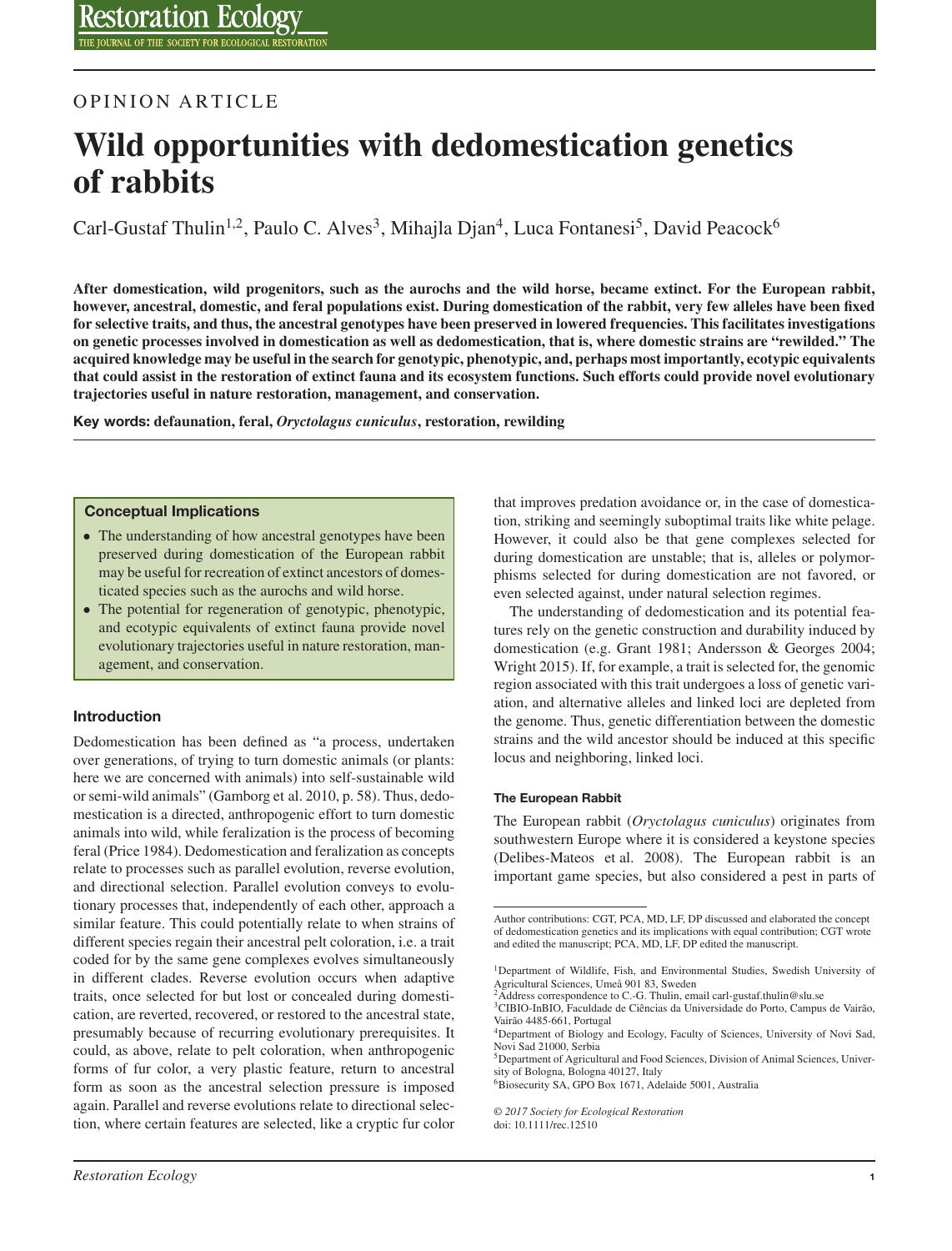OPINION ARTICLE

# Wild opportunities with dedomestication genetics of rabbits

Carl-Gustaf Thulin[1,2], Paulo C. Alves[3], Mihajla Djan[4], Luca Fontanesi[5], David Peacock[6]

**After domestication, wild progenitors, such as the aurochs and the wild horse, became extinct. For the European rabbit, however, ancestral, domestic, and feral populations exist. During domestication of the rabbit, very few alleles have been fixed for selective traits, and thus, the ancestral genotypes have been preserved in lowered frequencies. This facilitates investigations on genetic processes involved in domestication as well as dedomestication, that is, where domestic strains are "rewilded." The acquired knowledge may be useful in the search for genotypic, phenotypic, and, perhaps most importantly, ecotypic equivalents that could assist in the restoration of extinct fauna and its ecosystem functions. Such efforts could provide novel evolutionary trajectories useful in nature restoration, management, and conservation.**

**Key words: defaunation, feral, *Oryctolagus cuniculus*, restoration, rewilding**

> **Conceptual Implications**
>
> - The understanding of how ancestral genotypes have been preserved during domestication of the European rabbit may be useful for recreation of extinct ancestors of domesticated species such as the aurochs and wild horse.
> - The potential for regeneration of genotypic, phenotypic, and ecotypic equivalents of extinct fauna provide novel evolutionary trajectories useful in nature restoration, management, and conservation.

### Introduction

Dedomestication has been defined as "a process, undertaken over generations, of trying to turn domestic animals (or plants: here we are concerned with animals) into self-sustainable wild or semi-wild animals" (Gamborg et al. 2010, p. 58). Thus, dedomestication is a directed, anthropogenic effort to turn domestic animals into wild, while feralization is the process of becoming feral (Price 1984). Dedomestication and feralization as concepts relate to processes such as parallel evolution, reverse evolution, and directional selection. Parallel evolution conveys to evolutionary processes that, independently of each other, approach a similar feature. This could potentially relate to when strains of different species regain their ancestral pelt coloration, i.e. a trait coded for by the same gene complexes evolves simultaneously in different clades. Reverse evolution occurs when adaptive traits, once selected for but lost or concealed during domestication, are reverted, recovered, or restored to the ancestral state, presumably because of recurring evolutionary prerequisites. It could, as above, relate to pelt coloration, when anthropogenic forms of fur color, a very plastic feature, return to ancestral form as soon as the ancestral selection pressure is imposed again. Parallel and reverse evolutions relate to directional selection, where certain features are selected, like a cryptic fur color that improves predation avoidance or, in the case of domestication, striking and seemingly suboptimal traits like white pelage. However, it could also be that gene complexes selected for during domestication are unstable; that is, alleles or polymorphisms selected for during domestication are not favored, or even selected against, under natural selection regimes.

The understanding of dedomestication and its potential features rely on the genetic construction and durability induced by domestication (e.g. Grant 1981; Andersson & Georges 2004; Wright 2015). If, for example, a trait is selected for, the genomic region associated with this trait undergoes a loss of genetic variation, and alternative alleles and linked loci are depleted from the genome. Thus, genetic differentiation between the domestic strains and the wild ancestor should be induced at this specific locus and neighboring, linked loci.

#### The European Rabbit

The European rabbit (*Oryctolagus cuniculus*) originates from southwestern Europe where it is considered a keystone species (Delibes-Mateos et al. 2008). The European rabbit is an important game species, but also considered a pest in parts of

---

Author contributions: CGT, PCA, MD, LF, DP discussed and elaborated the concept of dedomestication genetics and its implications with equal contribution; CGT wrote and edited the manuscript; PCA, MD, LF, DP edited the manuscript.

[1]Department of Wildlife, Fish, and Environmental Studies, Swedish University of Agricultural Sciences, Umeå 901 83, Sweden
[2]Address correspondence to C.-G. Thulin, email carl-gustaf.thulin@slu.se
[3]CIBIO-InBIO, Faculdade de Ciências da Universidade do Porto, Campus de Vairão, Vairão 4485-661, Portugal
[4]Department of Biology and Ecology, Faculty of Sciences, University of Novi Sad, Novi Sad 21000, Serbia
[5]Department of Agricultural and Food Sciences, Division of Animal Sciences, University of Bologna, Bologna 40127, Italy
[6]Biosecurity SA, GPO Box 1671, Adelaide 5001, Australia

© 2017 Society for Ecological Restoration
doi: 10.1111/rec.12510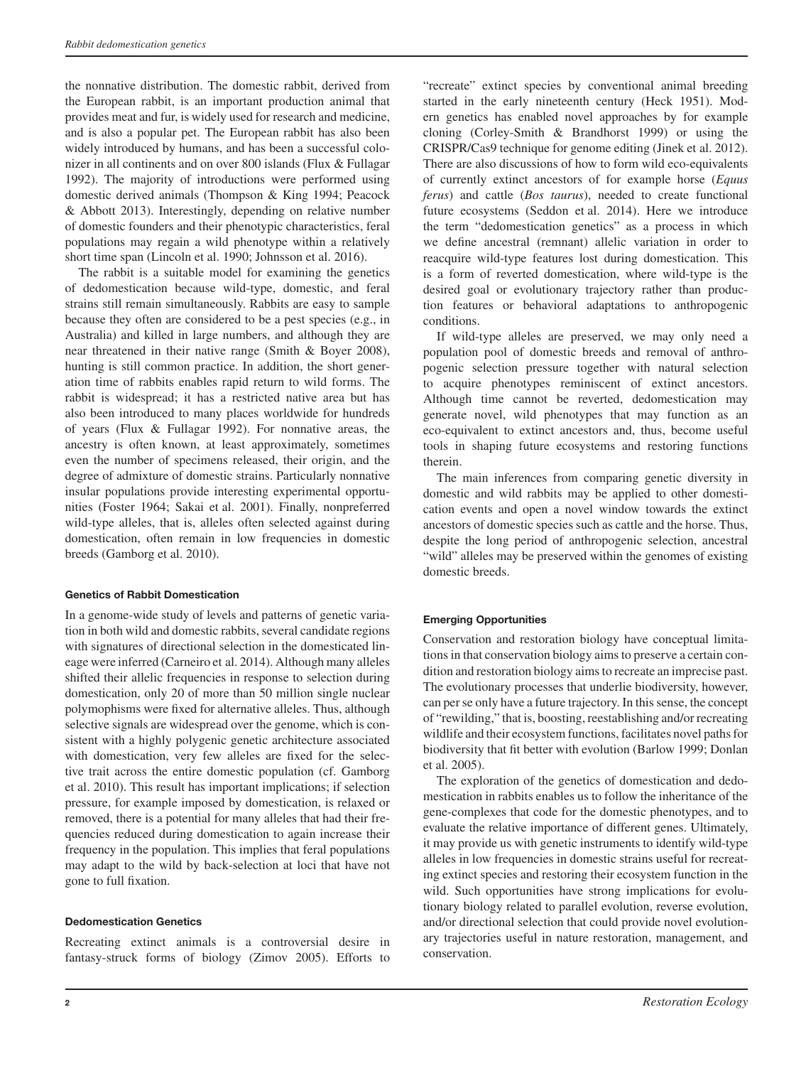the nonnative distribution. The domestic rabbit, derived from the European rabbit, is an important production animal that provides meat and fur, is widely used for research and medicine, and is also a popular pet. The European rabbit has also been widely introduced by humans, and has been a successful colonizer in all continents and on over 800 islands (Flux & Fullagar 1992). The majority of introductions were performed using domestic derived animals (Thompson & King 1994; Peacock & Abbott 2013). Interestingly, depending on relative number of domestic founders and their phenotypic characteristics, feral populations may regain a wild phenotype within a relatively short time span (Lincoln et al. 1990; Johnsson et al. 2016).

The rabbit is a suitable model for examining the genetics of dedomestication because wild-type, domestic, and feral strains still remain simultaneously. Rabbits are easy to sample because they often are considered to be a pest species (e.g., in Australia) and killed in large numbers, and although they are near threatened in their native range (Smith & Boyer 2008), hunting is still common practice. In addition, the short generation time of rabbits enables rapid return to wild forms. The rabbit is widespread; it has a restricted native area but has also been introduced to many places worldwide for hundreds of years (Flux & Fullagar 1992). For nonnative areas, the ancestry is often known, at least approximately, sometimes even the number of specimens released, their origin, and the degree of admixture of domestic strains. Particularly nonnative insular populations provide interesting experimental opportunities (Foster 1964; Sakai et al. 2001). Finally, nonpreferred wild-type alleles, that is, alleles often selected against during domestication, often remain in low frequencies in domestic breeds (Gamborg et al. 2010).

#### Genetics of Rabbit Domestication

In a genome-wide study of levels and patterns of genetic variation in both wild and domestic rabbits, several candidate regions with signatures of directional selection in the domesticated lineage were inferred (Carneiro et al. 2014). Although many alleles shifted their allelic frequencies in response to selection during domestication, only 20 of more than 50 million single nuclear polymophisms were fixed for alternative alleles. Thus, although selective signals are widespread over the genome, which is consistent with a highly polygenic genetic architecture associated with domestication, very few alleles are fixed for the selective trait across the entire domestic population (cf. Gamborg et al. 2010). This result has important implications; if selection pressure, for example imposed by domestication, is relaxed or removed, there is a potential for many alleles that had their frequencies reduced during domestication to again increase their frequency in the population. This implies that feral populations may adapt to the wild by back-selection at loci that have not gone to full fixation.

#### Dedomestication Genetics

Recreating extinct animals is a controversial desire in fantasy-struck forms of biology (Zimov 2005). Efforts to "recreate" extinct species by conventional animal breeding started in the early nineteenth century (Heck 1951). Modern genetics has enabled novel approaches by for example cloning (Corley-Smith & Brandhorst 1999) or using the CRISPR/Cas9 technique for genome editing (Jinek et al. 2012). There are also discussions of how to form wild eco-equivalents of currently extinct ancestors of for example horse (*Equus ferus*) and cattle (*Bos taurus*), needed to create functional future ecosystems (Seddon et al. 2014). Here we introduce the term "dedomestication genetics" as a process in which we define ancestral (remnant) allelic variation in order to reacquire wild-type features lost during domestication. This is a form of reverted domestication, where wild-type is the desired goal or evolutionary trajectory rather than production features or behavioral adaptations to anthropogenic conditions.

If wild-type alleles are preserved, we may only need a population pool of domestic breeds and removal of anthropogenic selection pressure together with natural selection to acquire phenotypes reminiscent of extinct ancestors. Although time cannot be reverted, dedomestication may generate novel, wild phenotypes that may function as an eco-equivalent to extinct ancestors and, thus, become useful tools in shaping future ecosystems and restoring functions therein.

The main inferences from comparing genetic diversity in domestic and wild rabbits may be applied to other domestication events and open a novel window towards the extinct ancestors of domestic species such as cattle and the horse. Thus, despite the long period of anthropogenic selection, ancestral "wild" alleles may be preserved within the genomes of existing domestic breeds.

#### Emerging Opportunities

Conservation and restoration biology have conceptual limitations in that conservation biology aims to preserve a certain condition and restoration biology aims to recreate an imprecise past. The evolutionary processes that underlie biodiversity, however, can per se only have a future trajectory. In this sense, the concept of "rewilding," that is, boosting, reestablishing and/or recreating wildlife and their ecosystem functions, facilitates novel paths for biodiversity that fit better with evolution (Barlow 1999; Donlan et al. 2005).

The exploration of the genetics of domestication and dedomestication in rabbits enables us to follow the inheritance of the gene-complexes that code for the domestic phenotypes, and to evaluate the relative importance of different genes. Ultimately, it may provide us with genetic instruments to identify wild-type alleles in low frequencies in domestic strains useful for recreating extinct species and restoring their ecosystem function in the wild. Such opportunities have strong implications for evolutionary biology related to parallel evolution, reverse evolution, and/or directional selection that could provide novel evolutionary trajectories useful in nature restoration, management, and conservation.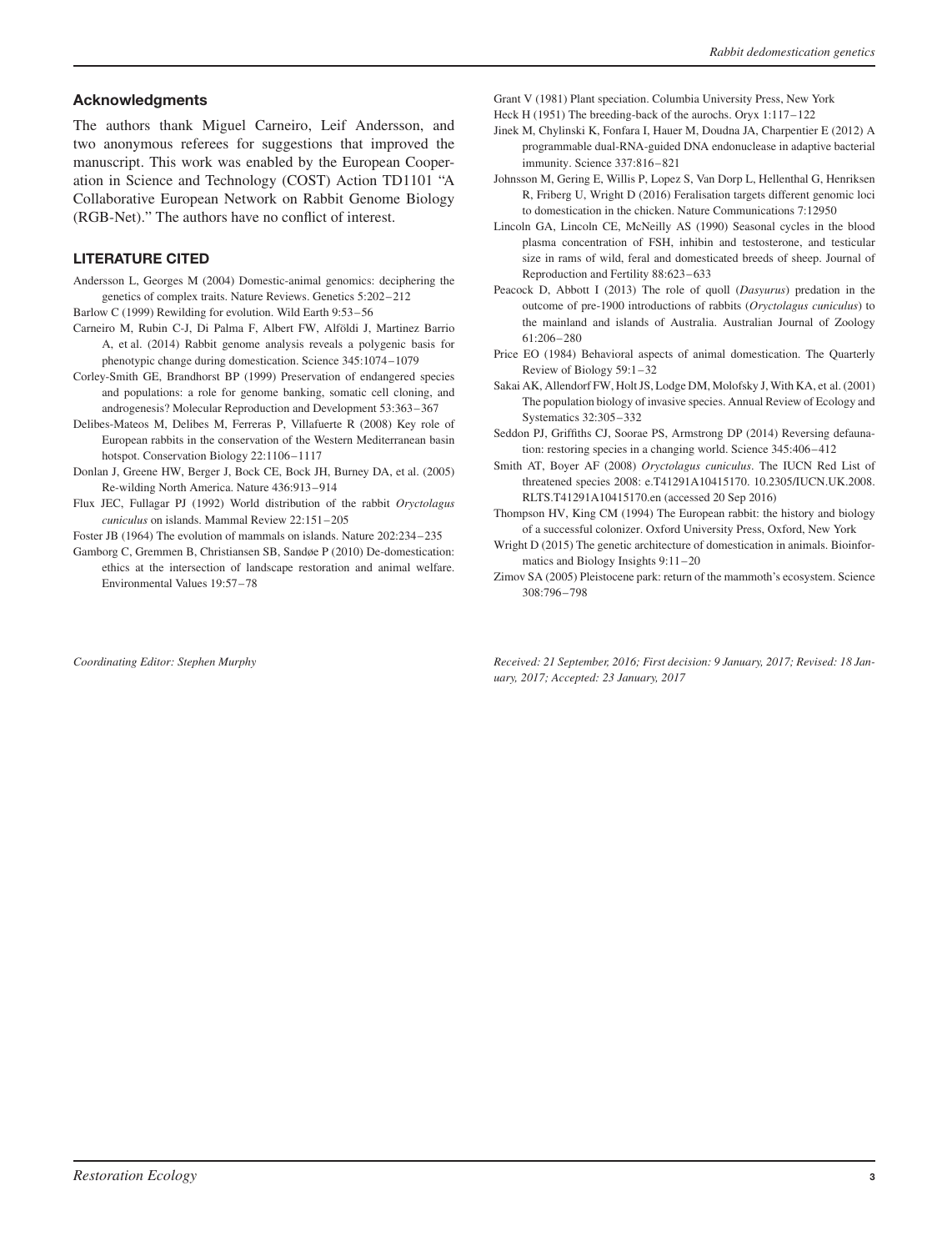## Acknowledgments

The authors thank Miguel Carneiro, Leif Andersson, and two anonymous referees for suggestions that improved the manuscript. This work was enabled by the European Cooperation in Science and Technology (COST) Action TD1101 "A Collaborative European Network on Rabbit Genome Biology (RGB-Net)." The authors have no conflict of interest.

## LITERATURE CITED

Andersson L, Georges M (2004) Domestic-animal genomics: deciphering the genetics of complex traits. Nature Reviews. Genetics 5:202–212

Barlow C (1999) Rewilding for evolution. Wild Earth 9:53–56

Carneiro M, Rubin C-J, Di Palma F, Albert FW, Alföldi J, Martinez Barrio A, et al. (2014) Rabbit genome analysis reveals a polygenic basis for phenotypic change during domestication. Science 345:1074–1079

Corley-Smith GE, Brandhorst BP (1999) Preservation of endangered species and populations: a role for genome banking, somatic cell cloning, and androgenesis? Molecular Reproduction and Development 53:363–367

Delibes-Mateos M, Delibes M, Ferreras P, Villafuerte R (2008) Key role of European rabbits in the conservation of the Western Mediterranean basin hotspot. Conservation Biology 22:1106–1117

Donlan J, Greene HW, Berger J, Bock CE, Bock JH, Burney DA, et al. (2005) Re-wilding North America. Nature 436:913–914

Flux JEC, Fullagar PJ (1992) World distribution of the rabbit *Oryctolagus cuniculus* on islands. Mammal Review 22:151–205

Foster JB (1964) The evolution of mammals on islands. Nature 202:234–235

Gamborg C, Gremmen B, Christiansen SB, Sandøe P (2010) De-domestication: ethics at the intersection of landscape restoration and animal welfare. Environmental Values 19:57–78

Grant V (1981) Plant speciation. Columbia University Press, New York

Heck H (1951) The breeding-back of the aurochs. Oryx 1:117–122

Jinek M, Chylinski K, Fonfara I, Hauer M, Doudna JA, Charpentier E (2012) A programmable dual-RNA-guided DNA endonuclease in adaptive bacterial immunity. Science 337:816–821

Johnsson M, Gering E, Willis P, Lopez S, Van Dorp L, Hellenthal G, Henriksen R, Friberg U, Wright D (2016) Feralisation targets different genomic loci to domestication in the chicken. Nature Communications 7:12950

Lincoln GA, Lincoln CE, McNeilly AS (1990) Seasonal cycles in the blood plasma concentration of FSH, inhibin and testosterone, and testicular size in rams of wild, feral and domesticated breeds of sheep. Journal of Reproduction and Fertility 88:623–633

Peacock D, Abbott I (2013) The role of quoll (*Dasyurus*) predation in the outcome of pre-1900 introductions of rabbits (*Oryctolagus cuniculus*) to the mainland and islands of Australia. Australian Journal of Zoology 61:206–280

Price EO (1984) Behavioral aspects of animal domestication. The Quarterly Review of Biology 59:1–32

Sakai AK, Allendorf FW, Holt JS, Lodge DM, Molofsky J, With KA, et al. (2001) The population biology of invasive species. Annual Review of Ecology and Systematics 32:305–332

Seddon PJ, Griffiths CJ, Soorae PS, Armstrong DP (2014) Reversing defaunation: restoring species in a changing world. Science 345:406–412

Smith AT, Boyer AF (2008) *Oryctolagus cuniculus*. The IUCN Red List of threatened species 2008: e.T41291A10415170. 10.2305/IUCN.UK.2008.RLTS.T41291A10415170.en (accessed 20 Sep 2016)

Thompson HV, King CM (1994) The European rabbit: the history and biology of a successful colonizer. Oxford University Press, Oxford, New York

Wright D (2015) The genetic architecture of domestication in animals. Bioinformatics and Biology Insights 9:11–20

Zimov SA (2005) Pleistocene park: return of the mammoth's ecosystem. Science 308:796–798

*Coordinating Editor: Stephen Murphy*

*Received: 21 September, 2016; First decision: 9 January, 2017; Revised: 18 January, 2017; Accepted: 23 January, 2017*